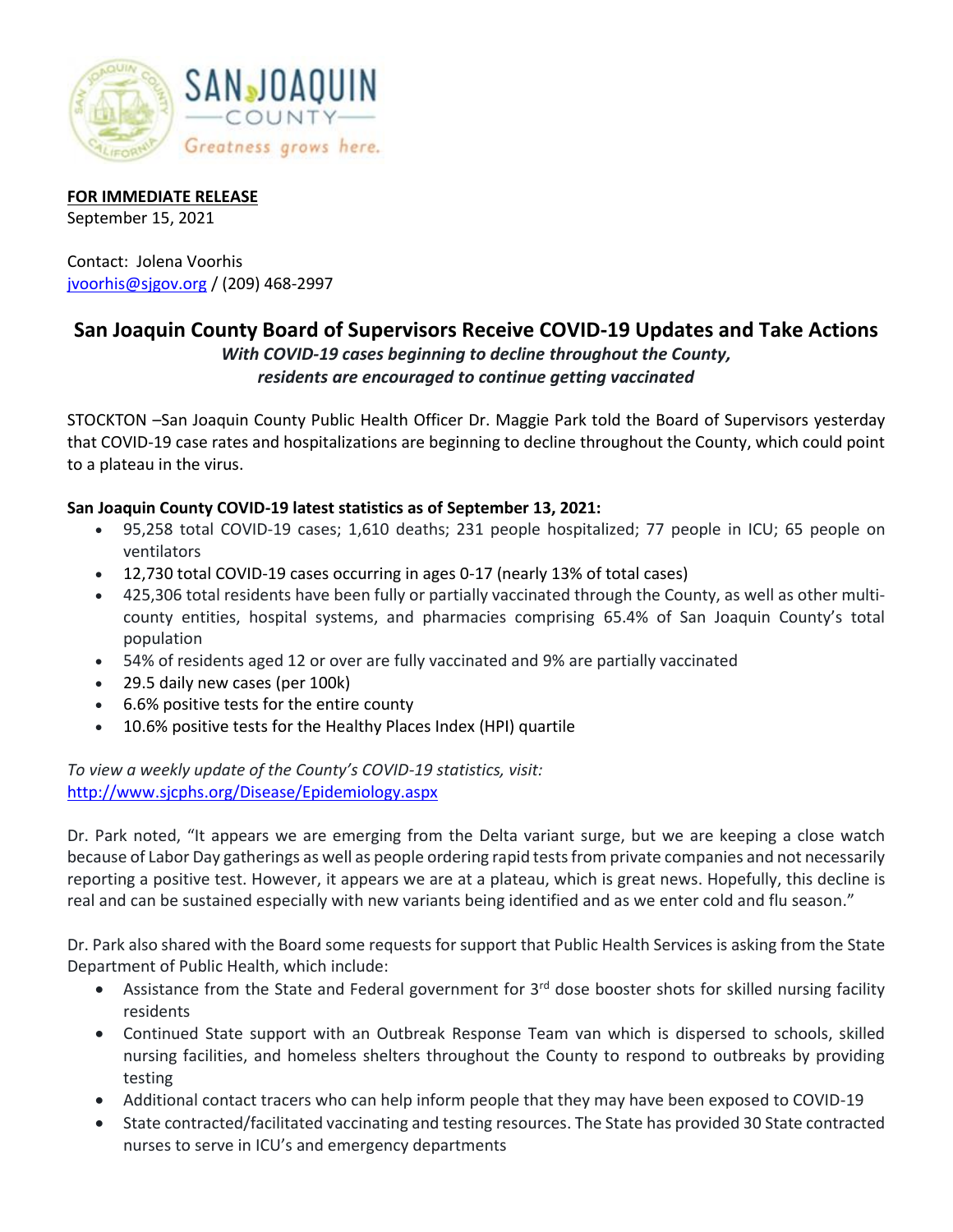**FOR IMMEDIATE RELEASE**
September 15, 2021

Contact: Jolena Voorhis
jvoorhis@sjgov.org / (209) 468-2997

# San Joaquin County Board of Supervisors Receive COVID-19 Updates and Take Actions

***With COVID-19 cases beginning to decline throughout the County, residents are encouraged to continue getting vaccinated***

STOCKTON –San Joaquin County Public Health Officer Dr. Maggie Park told the Board of Supervisors yesterday that COVID-19 case rates and hospitalizations are beginning to decline throughout the County, which could point to a plateau in the virus.

**San Joaquin County COVID-19 latest statistics as of September 13, 2021:**

- 95,258 total COVID-19 cases; 1,610 deaths; 231 people hospitalized; 77 people in ICU; 65 people on ventilators
- 12,730 total COVID-19 cases occurring in ages 0-17 (nearly 13% of total cases)
- 425,306 total residents have been fully or partially vaccinated through the County, as well as other multi-county entities, hospital systems, and pharmacies comprising 65.4% of San Joaquin County's total population
- 54% of residents aged 12 or over are fully vaccinated and 9% are partially vaccinated
- 29.5 daily new cases (per 100k)
- 6.6% positive tests for the entire county
- 10.6% positive tests for the Healthy Places Index (HPI) quartile

*To view a weekly update of the County's COVID-19 statistics, visit:*
http://www.sjcphs.org/Disease/Epidemiology.aspx

Dr. Park noted, "It appears we are emerging from the Delta variant surge, but we are keeping a close watch because of Labor Day gatherings as well as people ordering rapid tests from private companies and not necessarily reporting a positive test. However, it appears we are at a plateau, which is great news. Hopefully, this decline is real and can be sustained especially with new variants being identified and as we enter cold and flu season."

Dr. Park also shared with the Board some requests for support that Public Health Services is asking from the State Department of Public Health, which include:

- Assistance from the State and Federal government for 3rd dose booster shots for skilled nursing facility residents
- Continued State support with an Outbreak Response Team van which is dispersed to schools, skilled nursing facilities, and homeless shelters throughout the County to respond to outbreaks by providing testing
- Additional contact tracers who can help inform people that they may have been exposed to COVID-19
- State contracted/facilitated vaccinating and testing resources. The State has provided 30 State contracted nurses to serve in ICU's and emergency departments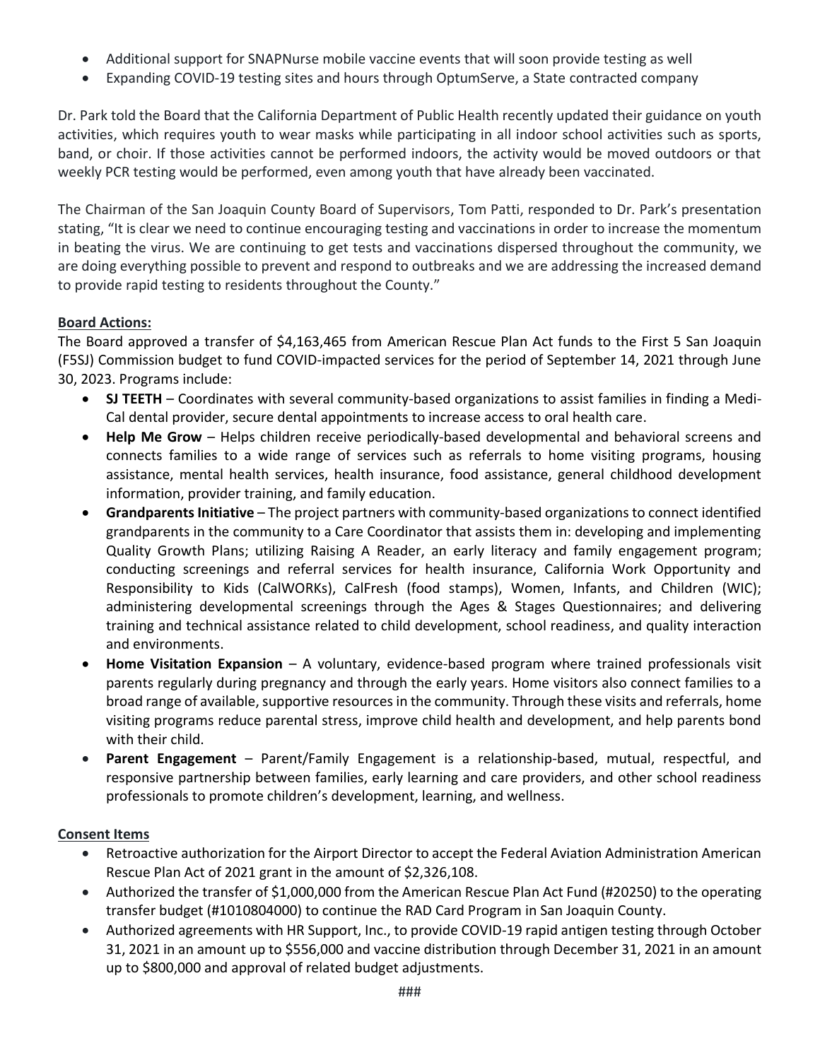- Additional support for SNAPNurse mobile vaccine events that will soon provide testing as well
- Expanding COVID-19 testing sites and hours through OptumServe, a State contracted company

Dr. Park told the Board that the California Department of Public Health recently updated their guidance on youth activities, which requires youth to wear masks while participating in all indoor school activities such as sports, band, or choir. If those activities cannot be performed indoors, the activity would be moved outdoors or that weekly PCR testing would be performed, even among youth that have already been vaccinated.

The Chairman of the San Joaquin County Board of Supervisors, Tom Patti, responded to Dr. Park's presentation stating, "It is clear we need to continue encouraging testing and vaccinations in order to increase the momentum in beating the virus. We are continuing to get tests and vaccinations dispersed throughout the community, we are doing everything possible to prevent and respond to outbreaks and we are addressing the increased demand to provide rapid testing to residents throughout the County."

**Board Actions:**

The Board approved a transfer of $4,163,465 from American Rescue Plan Act funds to the First 5 San Joaquin (F5SJ) Commission budget to fund COVID-impacted services for the period of September 14, 2021 through June 30, 2023. Programs include:

- **SJ TEETH** – Coordinates with several community-based organizations to assist families in finding a Medi-Cal dental provider, secure dental appointments to increase access to oral health care.
- **Help Me Grow** – Helps children receive periodically-based developmental and behavioral screens and connects families to a wide range of services such as referrals to home visiting programs, housing assistance, mental health services, health insurance, food assistance, general childhood development information, provider training, and family education.
- **Grandparents Initiative** – The project partners with community-based organizations to connect identified grandparents in the community to a Care Coordinator that assists them in: developing and implementing Quality Growth Plans; utilizing Raising A Reader, an early literacy and family engagement program; conducting screenings and referral services for health insurance, California Work Opportunity and Responsibility to Kids (CalWORKs), CalFresh (food stamps), Women, Infants, and Children (WIC); administering developmental screenings through the Ages & Stages Questionnaires; and delivering training and technical assistance related to child development, school readiness, and quality interaction and environments.
- **Home Visitation Expansion** – A voluntary, evidence-based program where trained professionals visit parents regularly during pregnancy and through the early years. Home visitors also connect families to a broad range of available, supportive resources in the community. Through these visits and referrals, home visiting programs reduce parental stress, improve child health and development, and help parents bond with their child.
- **Parent Engagement** – Parent/Family Engagement is a relationship-based, mutual, respectful, and responsive partnership between families, early learning and care providers, and other school readiness professionals to promote children's development, learning, and wellness.

**Consent Items**

- Retroactive authorization for the Airport Director to accept the Federal Aviation Administration American Rescue Plan Act of 2021 grant in the amount of $2,326,108.
- Authorized the transfer of $1,000,000 from the American Rescue Plan Act Fund (#20250) to the operating transfer budget (#1010804000) to continue the RAD Card Program in San Joaquin County.
- Authorized agreements with HR Support, Inc., to provide COVID-19 rapid antigen testing through October 31, 2021 in an amount up to $556,000 and vaccine distribution through December 31, 2021 in an amount up to $800,000 and approval of related budget adjustments.

###